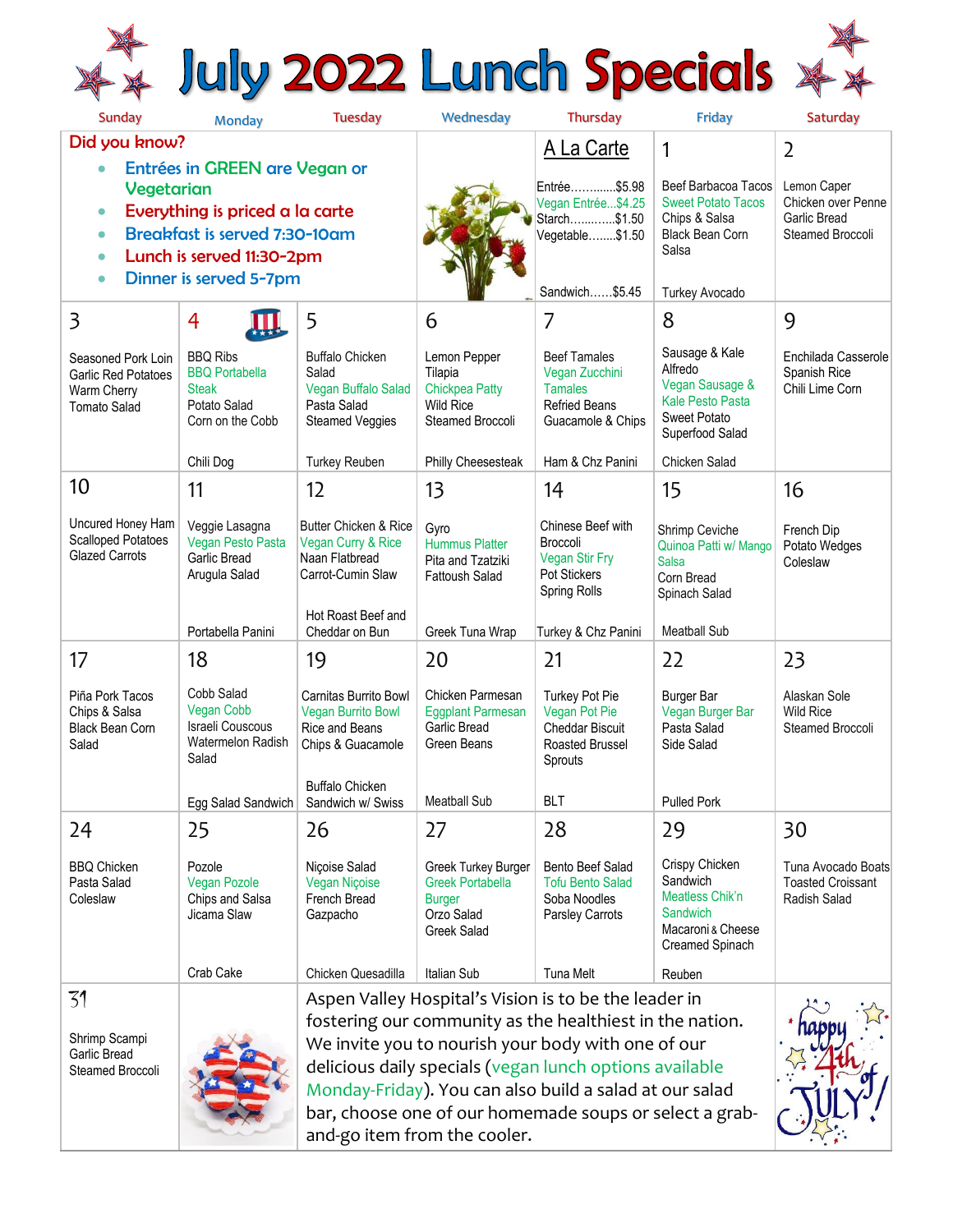# July 2022 Lunch Specials

| Sunday | Monday | Tuesday | Wednesday | Thursday | Friday | Saturday |
|---|---|---|---|---|---|---|
| **Did you know?** Entrées in GREEN are Vegan or Vegetarian; Everything is priced a la carte; Breakfast is served 7:30-10am; Lunch is served 11:30-2pm; Dinner is served 5-7pm | | | | **A La Carte** Entrée............$5.98 Vegan Entrée...$4.25 Starch.............$1.50 Vegetable........$1.50 Sandwich......$5.45 | **1** Beef Barbacoa Tacos Sweet Potato Tacos Chips & Salsa Black Bean Corn Salsa Turkey Avocado | **2** Lemon Caper Chicken over Penne Garlic Bread Steamed Broccoli |
| **3** Seasoned Pork Loin Garlic Red Potatoes Warm Cherry Tomato Salad | **4** BBQ Ribs BBQ Portabella Steak Potato Salad Corn on the Cobb Chili Dog | **5** Buffalo Chicken Salad Vegan Buffalo Salad Pasta Salad Steamed Veggies Turkey Reuben | **6** Lemon Pepper Tilapia Chickpea Patty Wild Rice Steamed Broccoli Philly Cheesesteak | **7** Beef Tamales Vegan Zucchini Tamales Refried Beans Guacamole & Chips Ham & Chz Panini | **8** Sausage & Kale Alfredo Vegan Sausage & Kale Pesto Pasta Sweet Potato Superfood Salad Chicken Salad | **9** Enchilada Casserole Spanish Rice Chili Lime Corn |
| **10** Uncured Honey Ham Scalloped Potatoes Glazed Carrots | **11** Veggie Lasagna Vegan Pesto Pasta Garlic Bread Arugula Salad Portabella Panini | **12** Butter Chicken & Rice Vegan Curry & Rice Naan Flatbread Carrot-Cumin Slaw Hot Roast Beef and Cheddar on Bun | **13** Gyro Hummus Platter Pita and Tzatziki Fattoush Salad Greek Tuna Wrap | **14** Chinese Beef with Broccoli Vegan Stir Fry Pot Stickers Spring Rolls Turkey & Chz Panini | **15** Shrimp Ceviche Quinoa Patti w/ Mango Salsa Corn Bread Spinach Salad Meatball Sub | **16** French Dip Potato Wedges Coleslaw |
| **17** Piña Pork Tacos Chips & Salsa Black Bean Corn Salad | **18** Cobb Salad Vegan Cobb Israeli Couscous Watermelon Radish Salad Egg Salad Sandwich | **19** Carnitas Burrito Bowl Vegan Burrito Bowl Rice and Beans Chips & Guacamole Buffalo Chicken Sandwich w/ Swiss | **20** Chicken Parmesan Eggplant Parmesan Garlic Bread Green Beans Meatball Sub | **21** Turkey Pot Pie Vegan Pot Pie Cheddar Biscuit Roasted Brussel Sprouts BLT | **22** Burger Bar Vegan Burger Bar Pasta Salad Side Salad Pulled Pork | **23** Alaskan Sole Wild Rice Steamed Broccoli |
| **24** BBQ Chicken Pasta Salad Coleslaw | **25** Pozole Vegan Pozole Chips and Salsa Jicama Slaw Crab Cake | **26** Niçoise Salad Vegan Niçoise French Bread Gazpacho Chicken Quesadilla | **27** Greek Turkey Burger Greek Portabella Burger Orzo Salad Greek Salad Italian Sub | **28** Bento Beef Salad Tofu Bento Salad Soba Noodles Parsley Carrots Tuna Melt | **29** Crispy Chicken Sandwich Meatless Chik'n Sandwich Macaroni & Cheese Creamed Spinach Reuben | **30** Tuna Avocado Boats Toasted Croissant Radish Salad |
| **31** Shrimp Scampi Garlic Bread Steamed Broccoli | | Aspen Valley Hospital's Vision is to be the leader in fostering our community as the healthiest in the nation. We invite you to nourish your body with one of our delicious daily specials (vegan lunch options available Monday-Friday). You can also build a salad at our salad bar, choose one of our homemade soups or select a grab-and-go item from the cooler. | | | | happy 4th of JULY! |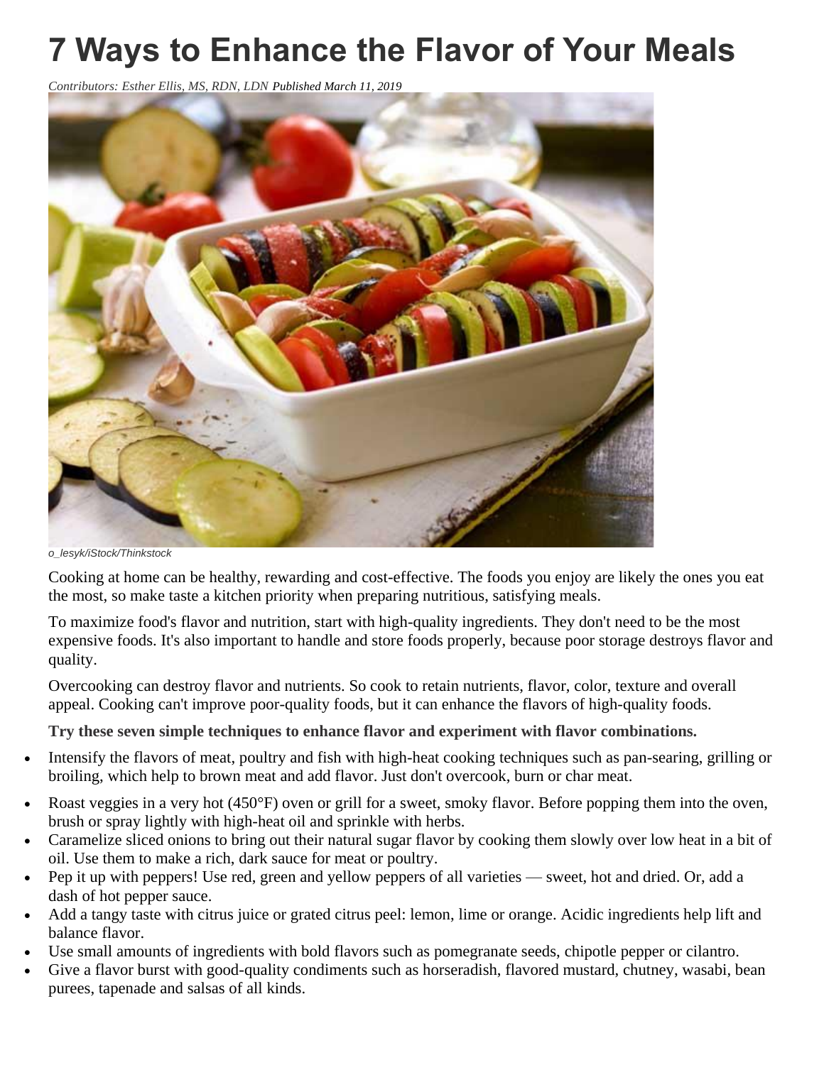# 7 Ways to Enhance the Flavor of Your Meals

*Contributors: Esther Ellis, MS, RDN, LDN* *Published March 11, 2019*

*o_lesyk/iStock/Thinkstock*

Cooking at home can be healthy, rewarding and cost-effective. The foods you enjoy are likely the ones you eat the most, so make taste a kitchen priority when preparing nutritious, satisfying meals.

To maximize food's flavor and nutrition, start with high-quality ingredients. They don't need to be the most expensive foods. It's also important to handle and store foods properly, because poor storage destroys flavor and quality.

Overcooking can destroy flavor and nutrients. So cook to retain nutrients, flavor, color, texture and overall appeal. Cooking can't improve poor-quality foods, but it can enhance the flavors of high-quality foods.

**Try these seven simple techniques to enhance flavor and experiment with flavor combinations.**

- Intensify the flavors of meat, poultry and fish with high-heat cooking techniques such as pan-searing, grilling or broiling, which help to brown meat and add flavor. Just don't overcook, burn or char meat.
- Roast veggies in a very hot (450°F) oven or grill for a sweet, smoky flavor. Before popping them into the oven, brush or spray lightly with high-heat oil and sprinkle with herbs.
- Caramelize sliced onions to bring out their natural sugar flavor by cooking them slowly over low heat in a bit of oil. Use them to make a rich, dark sauce for meat or poultry.
- Pep it up with peppers! Use red, green and yellow peppers of all varieties — sweet, hot and dried. Or, add a dash of hot pepper sauce.
- Add a tangy taste with citrus juice or grated citrus peel: lemon, lime or orange. Acidic ingredients help lift and balance flavor.
- Use small amounts of ingredients with bold flavors such as pomegranate seeds, chipotle pepper or cilantro.
- Give a flavor burst with good-quality condiments such as horseradish, flavored mustard, chutney, wasabi, bean purees, tapenade and salsas of all kinds.